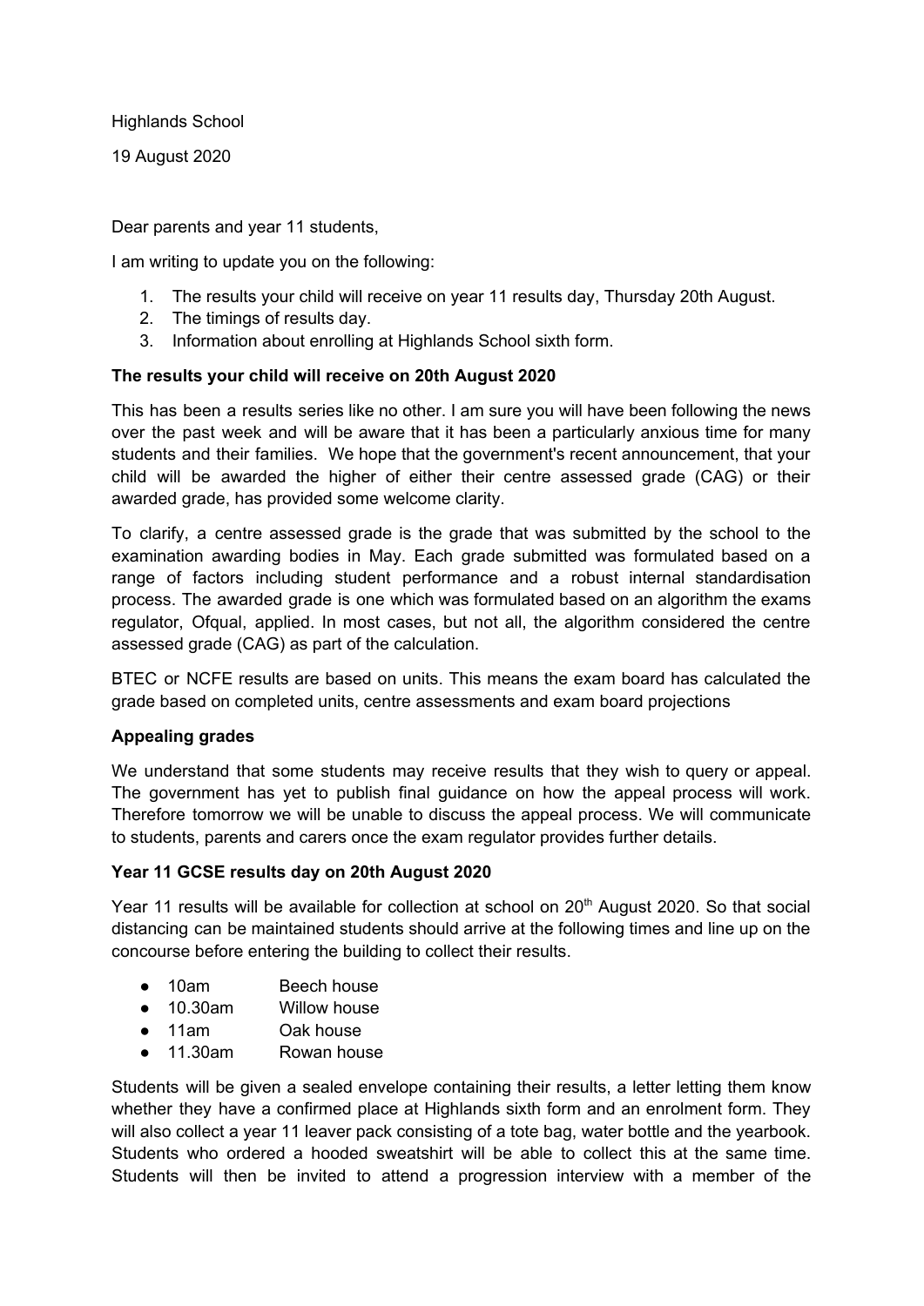Highlands School

19 August 2020

Dear parents and year 11 students,

I am writing to update you on the following:

1. The results your child will receive on year 11 results day, Thursday 20th August.
2. The timings of results day.
3. Information about enrolling at Highlands School sixth form.

**The results your child will receive on 20th August 2020**

This has been a results series like no other. I am sure you will have been following the news over the past week and will be aware that it has been a particularly anxious time for many students and their families. We hope that the government's recent announcement, that your child will be awarded the higher of either their centre assessed grade (CAG) or their awarded grade, has provided some welcome clarity.

To clarify, a centre assessed grade is the grade that was submitted by the school to the examination awarding bodies in May. Each grade submitted was formulated based on a range of factors including student performance and a robust internal standardisation process. The awarded grade is one which was formulated based on an algorithm the exams regulator, Ofqual, applied. In most cases, but not all, the algorithm considered the centre assessed grade (CAG) as part of the calculation.

BTEC or NCFE results are based on units. This means the exam board has calculated the grade based on completed units, centre assessments and exam board projections

**Appealing grades**

We understand that some students may receive results that they wish to query or appeal. The government has yet to publish final guidance on how the appeal process will work. Therefore tomorrow we will be unable to discuss the appeal process. We will communicate to students, parents and carers once the exam regulator provides further details.

**Year 11 GCSE results day on 20th August 2020**

Year 11 results will be available for collection at school on 20th August 2020. So that social distancing can be maintained students should arrive at the following times and line up on the concourse before entering the building to collect their results.

- 10am Beech house
- 10.30am Willow house
- 11am Oak house
- 11.30am Rowan house

Students will be given a sealed envelope containing their results, a letter letting them know whether they have a confirmed place at Highlands sixth form and an enrolment form. They will also collect a year 11 leaver pack consisting of a tote bag, water bottle and the yearbook. Students who ordered a hooded sweatshirt will be able to collect this at the same time. Students will then be invited to attend a progression interview with a member of the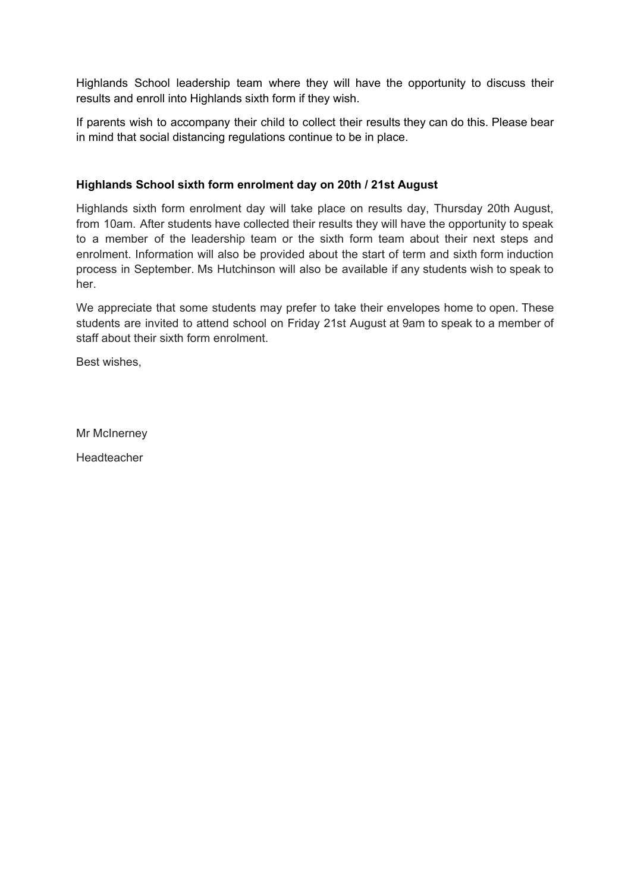Highlands School leadership team where they will have the opportunity to discuss their results and enroll into Highlands sixth form if they wish.

If parents wish to accompany their child to collect their results they can do this. Please bear in mind that social distancing regulations continue to be in place.

**Highlands School sixth form enrolment day on 20th / 21st August**

Highlands sixth form enrolment day will take place on results day, Thursday 20th August, from 10am. After students have collected their results they will have the opportunity to speak to a member of the leadership team or the sixth form team about their next steps and enrolment. Information will also be provided about the start of term and sixth form induction process in September. Ms Hutchinson will also be available if any students wish to speak to her.

We appreciate that some students may prefer to take their envelopes home to open. These students are invited to attend school on Friday 21st August at 9am to speak to a member of staff about their sixth form enrolment.

Best wishes,

Mr McInerney

Headteacher